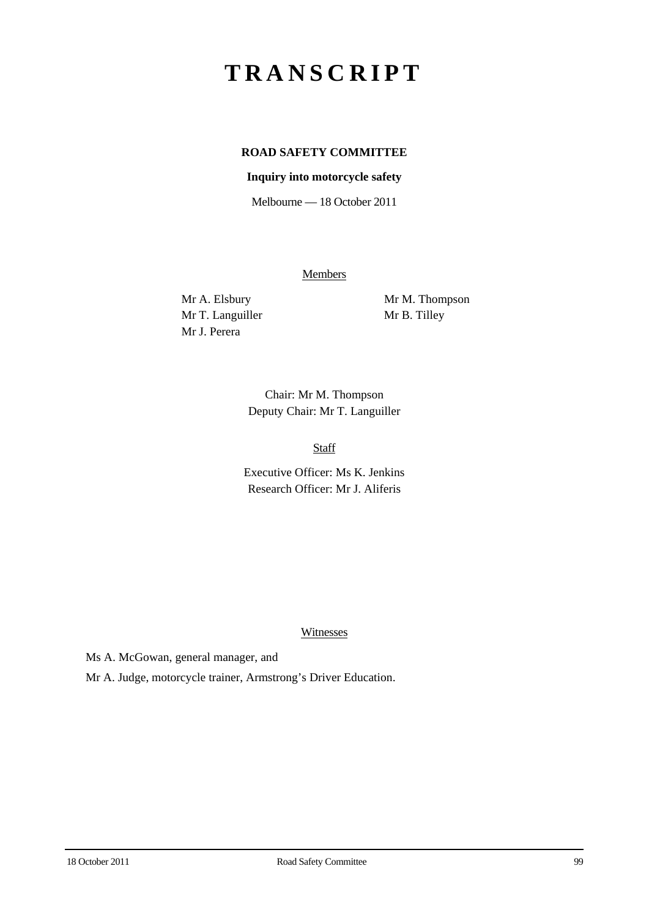# TRANSCRIPT

**ROAD SAFETY COMMITTEE**

**Inquiry into motorcycle safety**

Melbourne — 18 October 2011

Members

Mr A. Elsbury
Mr T. Languiller
Mr J. Perera
Mr M. Thompson
Mr B. Tilley

Chair: Mr M. Thompson
Deputy Chair: Mr T. Languiller

Staff

Executive Officer: Ms K. Jenkins
Research Officer: Mr J. Aliferis

Witnesses

Ms A. McGowan, general manager, and

Mr A. Judge, motorcycle trainer, Armstrong's Driver Education.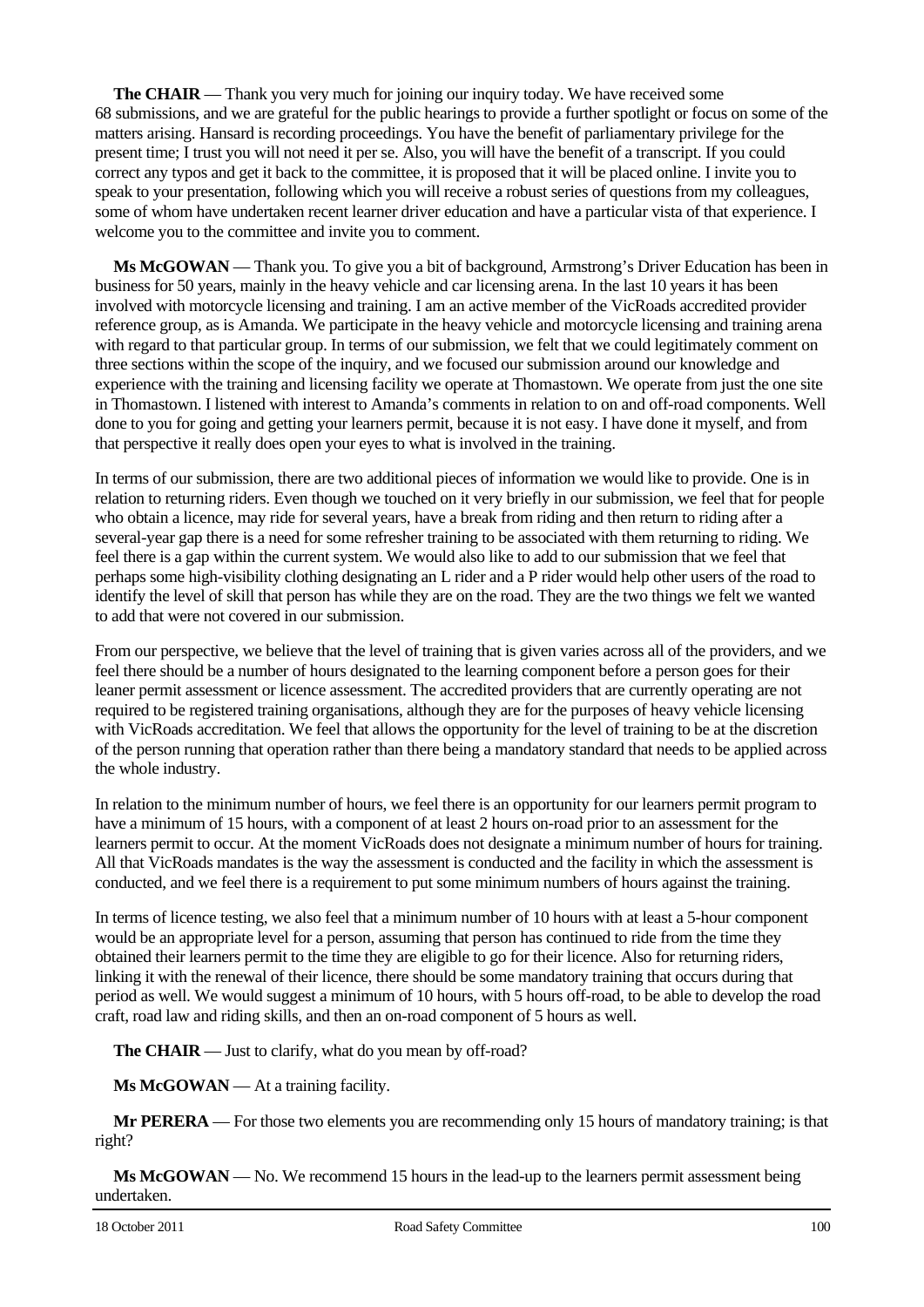**The CHAIR** — Thank you very much for joining our inquiry today. We have received some 68 submissions, and we are grateful for the public hearings to provide a further spotlight or focus on some of the matters arising. Hansard is recording proceedings. You have the benefit of parliamentary privilege for the present time; I trust you will not need it per se. Also, you will have the benefit of a transcript. If you could correct any typos and get it back to the committee, it is proposed that it will be placed online. I invite you to speak to your presentation, following which you will receive a robust series of questions from my colleagues, some of whom have undertaken recent learner driver education and have a particular vista of that experience. I welcome you to the committee and invite you to comment.

**Ms McGOWAN** — Thank you. To give you a bit of background, Armstrong's Driver Education has been in business for 50 years, mainly in the heavy vehicle and car licensing arena. In the last 10 years it has been involved with motorcycle licensing and training. I am an active member of the VicRoads accredited provider reference group, as is Amanda. We participate in the heavy vehicle and motorcycle licensing and training arena with regard to that particular group. In terms of our submission, we felt that we could legitimately comment on three sections within the scope of the inquiry, and we focused our submission around our knowledge and experience with the training and licensing facility we operate at Thomastown. We operate from just the one site in Thomastown. I listened with interest to Amanda's comments in relation to on and off-road components. Well done to you for going and getting your learners permit, because it is not easy. I have done it myself, and from that perspective it really does open your eyes to what is involved in the training.

In terms of our submission, there are two additional pieces of information we would like to provide. One is in relation to returning riders. Even though we touched on it very briefly in our submission, we feel that for people who obtain a licence, may ride for several years, have a break from riding and then return to riding after a several-year gap there is a need for some refresher training to be associated with them returning to riding. We feel there is a gap within the current system. We would also like to add to our submission that we feel that perhaps some high-visibility clothing designating an L rider and a P rider would help other users of the road to identify the level of skill that person has while they are on the road. They are the two things we felt we wanted to add that were not covered in our submission.

From our perspective, we believe that the level of training that is given varies across all of the providers, and we feel there should be a number of hours designated to the learning component before a person goes for their leaner permit assessment or licence assessment. The accredited providers that are currently operating are not required to be registered training organisations, although they are for the purposes of heavy vehicle licensing with VicRoads accreditation. We feel that allows the opportunity for the level of training to be at the discretion of the person running that operation rather than there being a mandatory standard that needs to be applied across the whole industry.

In relation to the minimum number of hours, we feel there is an opportunity for our learners permit program to have a minimum of 15 hours, with a component of at least 2 hours on-road prior to an assessment for the learners permit to occur. At the moment VicRoads does not designate a minimum number of hours for training. All that VicRoads mandates is the way the assessment is conducted and the facility in which the assessment is conducted, and we feel there is a requirement to put some minimum numbers of hours against the training.

In terms of licence testing, we also feel that a minimum number of 10 hours with at least a 5-hour component would be an appropriate level for a person, assuming that person has continued to ride from the time they obtained their learners permit to the time they are eligible to go for their licence. Also for returning riders, linking it with the renewal of their licence, there should be some mandatory training that occurs during that period as well. We would suggest a minimum of 10 hours, with 5 hours off-road, to be able to develop the road craft, road law and riding skills, and then an on-road component of 5 hours as well.

**The CHAIR** — Just to clarify, what do you mean by off-road?

**Ms McGOWAN** — At a training facility.

**Mr PERERA** — For those two elements you are recommending only 15 hours of mandatory training; is that right?

**Ms McGOWAN** — No. We recommend 15 hours in the lead-up to the learners permit assessment being undertaken.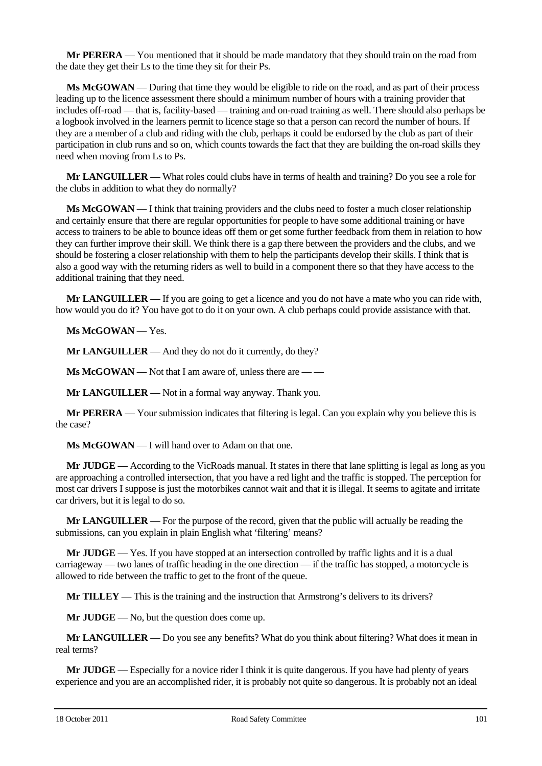**Mr PERERA** — You mentioned that it should be made mandatory that they should train on the road from the date they get their Ls to the time they sit for their Ps.

**Ms McGOWAN** — During that time they would be eligible to ride on the road, and as part of their process leading up to the licence assessment there should a minimum number of hours with a training provider that includes off-road — that is, facility-based — training and on-road training as well. There should also perhaps be a logbook involved in the learners permit to licence stage so that a person can record the number of hours. If they are a member of a club and riding with the club, perhaps it could be endorsed by the club as part of their participation in club runs and so on, which counts towards the fact that they are building the on-road skills they need when moving from Ls to Ps.

**Mr LANGUILLER** — What roles could clubs have in terms of health and training? Do you see a role for the clubs in addition to what they do normally?

**Ms McGOWAN** — I think that training providers and the clubs need to foster a much closer relationship and certainly ensure that there are regular opportunities for people to have some additional training or have access to trainers to be able to bounce ideas off them or get some further feedback from them in relation to how they can further improve their skill. We think there is a gap there between the providers and the clubs, and we should be fostering a closer relationship with them to help the participants develop their skills. I think that is also a good way with the returning riders as well to build in a component there so that they have access to the additional training that they need.

**Mr LANGUILLER** — If you are going to get a licence and you do not have a mate who you can ride with, how would you do it? You have got to do it on your own. A club perhaps could provide assistance with that.

**Ms McGOWAN** — Yes.

**Mr LANGUILLER** — And they do not do it currently, do they?

**Ms McGOWAN** — Not that I am aware of, unless there are — —

**Mr LANGUILLER** — Not in a formal way anyway. Thank you.

**Mr PERERA** — Your submission indicates that filtering is legal. Can you explain why you believe this is the case?

**Ms McGOWAN** — I will hand over to Adam on that one.

**Mr JUDGE** — According to the VicRoads manual. It states in there that lane splitting is legal as long as you are approaching a controlled intersection, that you have a red light and the traffic is stopped. The perception for most car drivers I suppose is just the motorbikes cannot wait and that it is illegal. It seems to agitate and irritate car drivers, but it is legal to do so.

**Mr LANGUILLER** — For the purpose of the record, given that the public will actually be reading the submissions, can you explain in plain English what 'filtering' means?

**Mr JUDGE** — Yes. If you have stopped at an intersection controlled by traffic lights and it is a dual carriageway — two lanes of traffic heading in the one direction — if the traffic has stopped, a motorcycle is allowed to ride between the traffic to get to the front of the queue.

**Mr TILLEY** — This is the training and the instruction that Armstrong's delivers to its drivers?

**Mr JUDGE** — No, but the question does come up.

**Mr LANGUILLER** — Do you see any benefits? What do you think about filtering? What does it mean in real terms?

**Mr JUDGE** — Especially for a novice rider I think it is quite dangerous. If you have had plenty of years experience and you are an accomplished rider, it is probably not quite so dangerous. It is probably not an ideal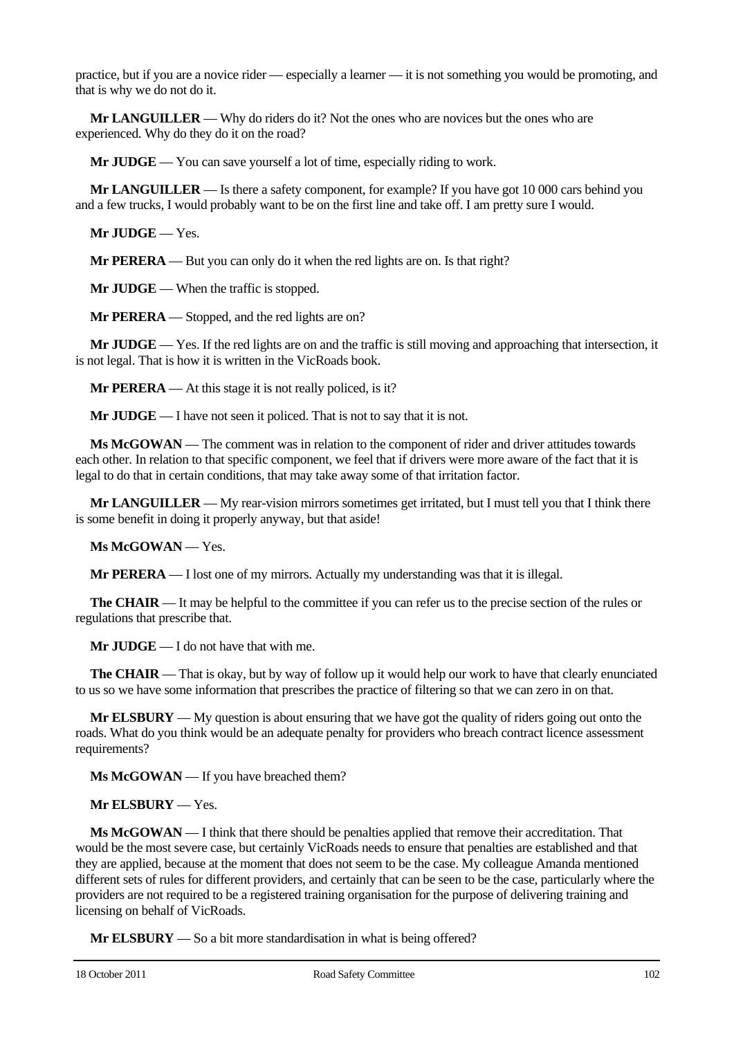practice, but if you are a novice rider — especially a learner — it is not something you would be promoting, and that is why we do not do it.

**Mr LANGUILLER** — Why do riders do it? Not the ones who are novices but the ones who are experienced. Why do they do it on the road?

**Mr JUDGE** — You can save yourself a lot of time, especially riding to work.

**Mr LANGUILLER** — Is there a safety component, for example? If you have got 10 000 cars behind you and a few trucks, I would probably want to be on the first line and take off. I am pretty sure I would.

**Mr JUDGE** — Yes.

**Mr PERERA** — But you can only do it when the red lights are on. Is that right?

**Mr JUDGE** — When the traffic is stopped.

**Mr PERERA** — Stopped, and the red lights are on?

**Mr JUDGE** — Yes. If the red lights are on and the traffic is still moving and approaching that intersection, it is not legal. That is how it is written in the VicRoads book.

**Mr PERERA** — At this stage it is not really policed, is it?

**Mr JUDGE** — I have not seen it policed. That is not to say that it is not.

**Ms McGOWAN** — The comment was in relation to the component of rider and driver attitudes towards each other. In relation to that specific component, we feel that if drivers were more aware of the fact that it is legal to do that in certain conditions, that may take away some of that irritation factor.

**Mr LANGUILLER** — My rear-vision mirrors sometimes get irritated, but I must tell you that I think there is some benefit in doing it properly anyway, but that aside!

**Ms McGOWAN** — Yes.

**Mr PERERA** — I lost one of my mirrors. Actually my understanding was that it is illegal.

**The CHAIR** — It may be helpful to the committee if you can refer us to the precise section of the rules or regulations that prescribe that.

**Mr JUDGE** — I do not have that with me.

**The CHAIR** — That is okay, but by way of follow up it would help our work to have that clearly enunciated to us so we have some information that prescribes the practice of filtering so that we can zero in on that.

**Mr ELSBURY** — My question is about ensuring that we have got the quality of riders going out onto the roads. What do you think would be an adequate penalty for providers who breach contract licence assessment requirements?

**Ms McGOWAN** — If you have breached them?

**Mr ELSBURY** — Yes.

**Ms McGOWAN** — I think that there should be penalties applied that remove their accreditation. That would be the most severe case, but certainly VicRoads needs to ensure that penalties are established and that they are applied, because at the moment that does not seem to be the case. My colleague Amanda mentioned different sets of rules for different providers, and certainly that can be seen to be the case, particularly where the providers are not required to be a registered training organisation for the purpose of delivering training and licensing on behalf of VicRoads.

**Mr ELSBURY** — So a bit more standardisation in what is being offered?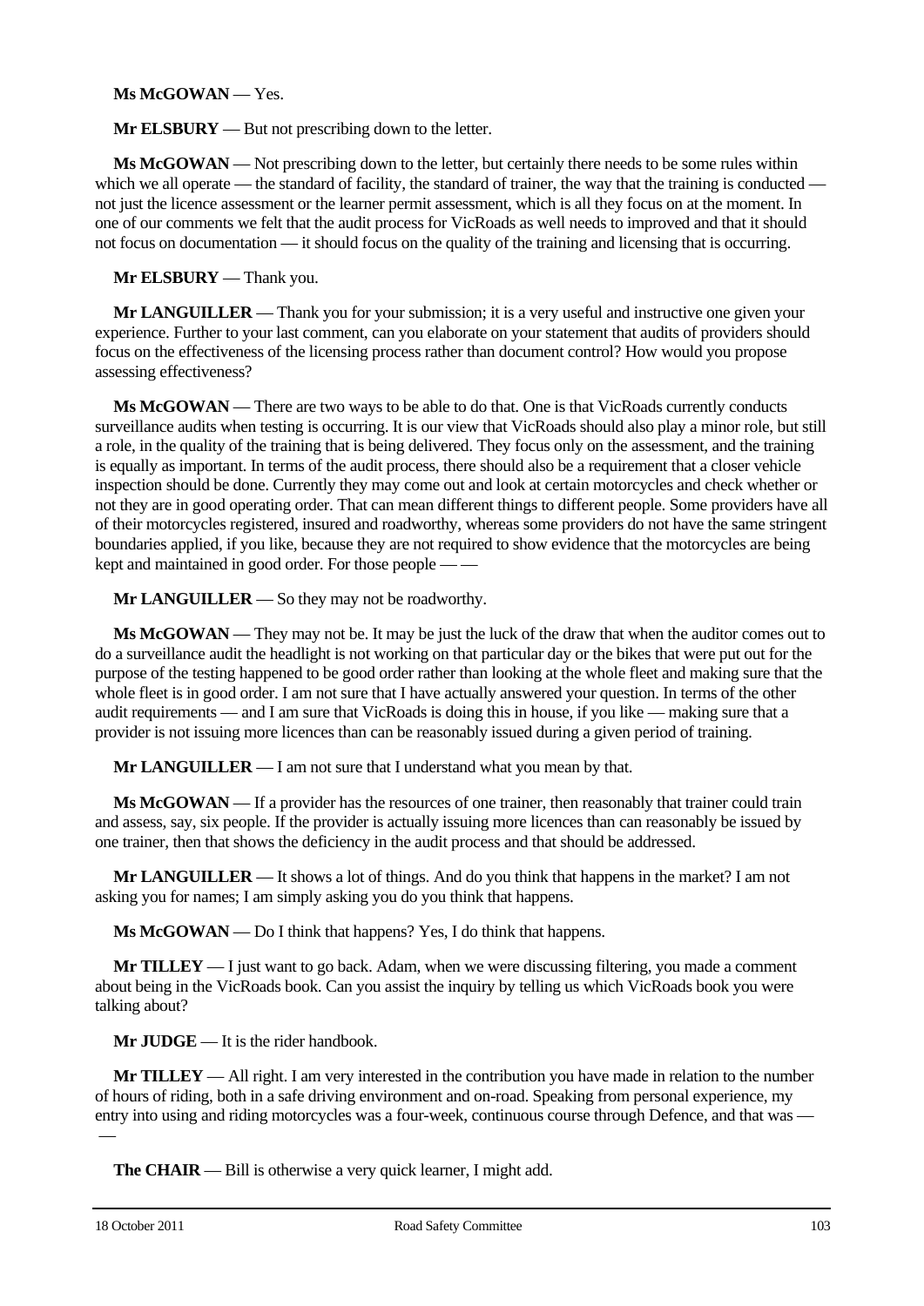**Ms McGOWAN** — Yes.

**Mr ELSBURY** — But not prescribing down to the letter.

**Ms McGOWAN** — Not prescribing down to the letter, but certainly there needs to be some rules within which we all operate — the standard of facility, the standard of trainer, the way that the training is conducted — not just the licence assessment or the learner permit assessment, which is all they focus on at the moment. In one of our comments we felt that the audit process for VicRoads as well needs to improved and that it should not focus on documentation — it should focus on the quality of the training and licensing that is occurring.

**Mr ELSBURY** — Thank you.

**Mr LANGUILLER** — Thank you for your submission; it is a very useful and instructive one given your experience. Further to your last comment, can you elaborate on your statement that audits of providers should focus on the effectiveness of the licensing process rather than document control? How would you propose assessing effectiveness?

**Ms McGOWAN** — There are two ways to be able to do that. One is that VicRoads currently conducts surveillance audits when testing is occurring. It is our view that VicRoads should also play a minor role, but still a role, in the quality of the training that is being delivered. They focus only on the assessment, and the training is equally as important. In terms of the audit process, there should also be a requirement that a closer vehicle inspection should be done. Currently they may come out and look at certain motorcycles and check whether or not they are in good operating order. That can mean different things to different people. Some providers have all of their motorcycles registered, insured and roadworthy, whereas some providers do not have the same stringent boundaries applied, if you like, because they are not required to show evidence that the motorcycles are being kept and maintained in good order. For those people — —

**Mr LANGUILLER** — So they may not be roadworthy.

**Ms McGOWAN** — They may not be. It may be just the luck of the draw that when the auditor comes out to do a surveillance audit the headlight is not working on that particular day or the bikes that were put out for the purpose of the testing happened to be good order rather than looking at the whole fleet and making sure that the whole fleet is in good order. I am not sure that I have actually answered your question. In terms of the other audit requirements — and I am sure that VicRoads is doing this in house, if you like — making sure that a provider is not issuing more licences than can be reasonably issued during a given period of training.

**Mr LANGUILLER** — I am not sure that I understand what you mean by that.

**Ms McGOWAN** — If a provider has the resources of one trainer, then reasonably that trainer could train and assess, say, six people. If the provider is actually issuing more licences than can reasonably be issued by one trainer, then that shows the deficiency in the audit process and that should be addressed.

**Mr LANGUILLER** — It shows a lot of things. And do you think that happens in the market? I am not asking you for names; I am simply asking you do you think that happens.

**Ms McGOWAN** — Do I think that happens? Yes, I do think that happens.

**Mr TILLEY** — I just want to go back. Adam, when we were discussing filtering, you made a comment about being in the VicRoads book. Can you assist the inquiry by telling us which VicRoads book you were talking about?

**Mr JUDGE** — It is the rider handbook.

**Mr TILLEY** — All right. I am very interested in the contribution you have made in relation to the number of hours of riding, both in a safe driving environment and on-road. Speaking from personal experience, my entry into using and riding motorcycles was a four-week, continuous course through Defence, and that was — —

**The CHAIR** — Bill is otherwise a very quick learner, I might add.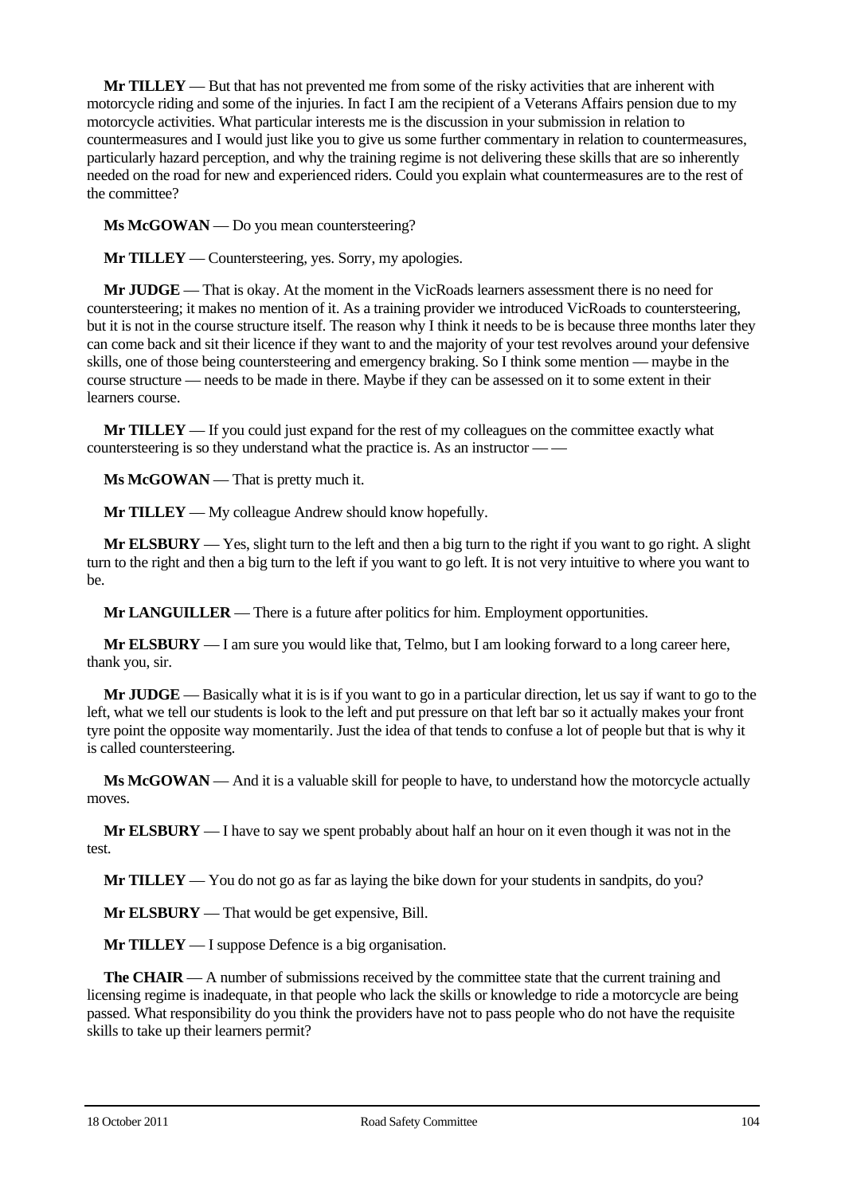**Mr TILLEY** — But that has not prevented me from some of the risky activities that are inherent with motorcycle riding and some of the injuries. In fact I am the recipient of a Veterans Affairs pension due to my motorcycle activities. What particular interests me is the discussion in your submission in relation to countermeasures and I would just like you to give us some further commentary in relation to countermeasures, particularly hazard perception, and why the training regime is not delivering these skills that are so inherently needed on the road for new and experienced riders. Could you explain what countermeasures are to the rest of the committee?

**Ms McGOWAN** — Do you mean countersteering?

**Mr TILLEY** — Countersteering, yes. Sorry, my apologies.

**Mr JUDGE** — That is okay. At the moment in the VicRoads learners assessment there is no need for countersteering; it makes no mention of it. As a training provider we introduced VicRoads to countersteering, but it is not in the course structure itself. The reason why I think it needs to be is because three months later they can come back and sit their licence if they want to and the majority of your test revolves around your defensive skills, one of those being countersteering and emergency braking. So I think some mention — maybe in the course structure — needs to be made in there. Maybe if they can be assessed on it to some extent in their learners course.

**Mr TILLEY** — If you could just expand for the rest of my colleagues on the committee exactly what countersteering is so they understand what the practice is. As an instructor — —

**Ms McGOWAN** — That is pretty much it.

**Mr TILLEY** — My colleague Andrew should know hopefully.

**Mr ELSBURY** — Yes, slight turn to the left and then a big turn to the right if you want to go right. A slight turn to the right and then a big turn to the left if you want to go left. It is not very intuitive to where you want to be.

**Mr LANGUILLER** — There is a future after politics for him. Employment opportunities.

**Mr ELSBURY** — I am sure you would like that, Telmo, but I am looking forward to a long career here, thank you, sir.

**Mr JUDGE** — Basically what it is is if you want to go in a particular direction, let us say if want to go to the left, what we tell our students is look to the left and put pressure on that left bar so it actually makes your front tyre point the opposite way momentarily. Just the idea of that tends to confuse a lot of people but that is why it is called countersteering.

**Ms McGOWAN** — And it is a valuable skill for people to have, to understand how the motorcycle actually moves.

**Mr ELSBURY** — I have to say we spent probably about half an hour on it even though it was not in the test.

**Mr TILLEY** — You do not go as far as laying the bike down for your students in sandpits, do you?

**Mr ELSBURY** — That would be get expensive, Bill.

**Mr TILLEY** — I suppose Defence is a big organisation.

**The CHAIR** — A number of submissions received by the committee state that the current training and licensing regime is inadequate, in that people who lack the skills or knowledge to ride a motorcycle are being passed. What responsibility do you think the providers have not to pass people who do not have the requisite skills to take up their learners permit?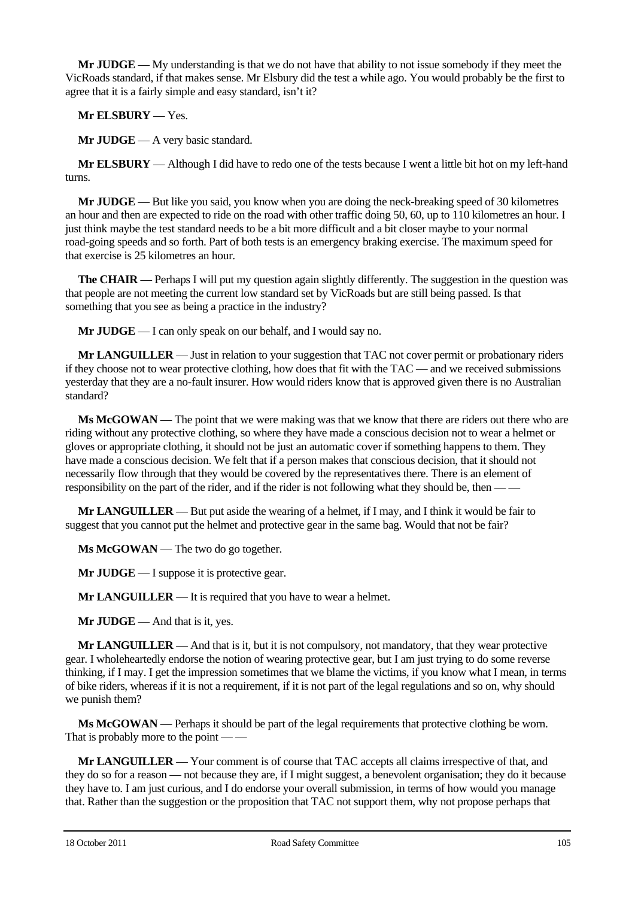**Mr JUDGE** — My understanding is that we do not have that ability to not issue somebody if they meet the VicRoads standard, if that makes sense. Mr Elsbury did the test a while ago. You would probably be the first to agree that it is a fairly simple and easy standard, isn't it?

**Mr ELSBURY** — Yes.

**Mr JUDGE** — A very basic standard.

**Mr ELSBURY** — Although I did have to redo one of the tests because I went a little bit hot on my left-hand turns.

**Mr JUDGE** — But like you said, you know when you are doing the neck-breaking speed of 30 kilometres an hour and then are expected to ride on the road with other traffic doing 50, 60, up to 110 kilometres an hour. I just think maybe the test standard needs to be a bit more difficult and a bit closer maybe to your normal road-going speeds and so forth. Part of both tests is an emergency braking exercise. The maximum speed for that exercise is 25 kilometres an hour.

**The CHAIR** — Perhaps I will put my question again slightly differently. The suggestion in the question was that people are not meeting the current low standard set by VicRoads but are still being passed. Is that something that you see as being a practice in the industry?

**Mr JUDGE** — I can only speak on our behalf, and I would say no.

**Mr LANGUILLER** — Just in relation to your suggestion that TAC not cover permit or probationary riders if they choose not to wear protective clothing, how does that fit with the TAC — and we received submissions yesterday that they are a no-fault insurer. How would riders know that is approved given there is no Australian standard?

**Ms McGOWAN** — The point that we were making was that we know that there are riders out there who are riding without any protective clothing, so where they have made a conscious decision not to wear a helmet or gloves or appropriate clothing, it should not be just an automatic cover if something happens to them. They have made a conscious decision. We felt that if a person makes that conscious decision, that it should not necessarily flow through that they would be covered by the representatives there. There is an element of responsibility on the part of the rider, and if the rider is not following what they should be, then — —

**Mr LANGUILLER** — But put aside the wearing of a helmet, if I may, and I think it would be fair to suggest that you cannot put the helmet and protective gear in the same bag. Would that not be fair?

**Ms McGOWAN** — The two do go together.

**Mr JUDGE** — I suppose it is protective gear.

**Mr LANGUILLER** — It is required that you have to wear a helmet.

**Mr JUDGE** — And that is it, yes.

**Mr LANGUILLER** — And that is it, but it is not compulsory, not mandatory, that they wear protective gear. I wholeheartedly endorse the notion of wearing protective gear, but I am just trying to do some reverse thinking, if I may. I get the impression sometimes that we blame the victims, if you know what I mean, in terms of bike riders, whereas if it is not a requirement, if it is not part of the legal regulations and so on, why should we punish them?

**Ms McGOWAN** — Perhaps it should be part of the legal requirements that protective clothing be worn. That is probably more to the point — —

**Mr LANGUILLER** — Your comment is of course that TAC accepts all claims irrespective of that, and they do so for a reason — not because they are, if I might suggest, a benevolent organisation; they do it because they have to. I am just curious, and I do endorse your overall submission, in terms of how would you manage that. Rather than the suggestion or the proposition that TAC not support them, why not propose perhaps that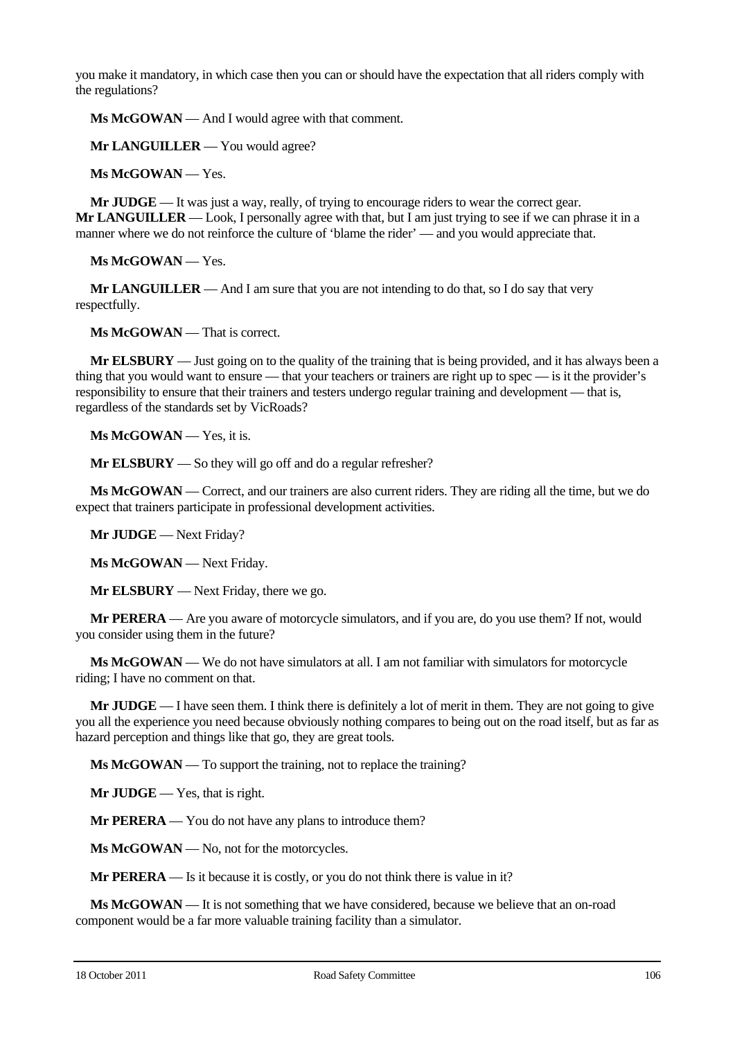you make it mandatory, in which case then you can or should have the expectation that all riders comply with the regulations?

**Ms McGOWAN** — And I would agree with that comment.

**Mr LANGUILLER** — You would agree?

**Ms McGOWAN** — Yes.

**Mr JUDGE** — It was just a way, really, of trying to encourage riders to wear the correct gear.

**Mr LANGUILLER** — Look, I personally agree with that, but I am just trying to see if we can phrase it in a manner where we do not reinforce the culture of 'blame the rider' — and you would appreciate that.

**Ms McGOWAN** — Yes.

**Mr LANGUILLER** — And I am sure that you are not intending to do that, so I do say that very respectfully.

**Ms McGOWAN** — That is correct.

**Mr ELSBURY** — Just going on to the quality of the training that is being provided, and it has always been a thing that you would want to ensure — that your teachers or trainers are right up to spec — is it the provider's responsibility to ensure that their trainers and testers undergo regular training and development — that is, regardless of the standards set by VicRoads?

**Ms McGOWAN** — Yes, it is.

**Mr ELSBURY** — So they will go off and do a regular refresher?

**Ms McGOWAN** — Correct, and our trainers are also current riders. They are riding all the time, but we do expect that trainers participate in professional development activities.

**Mr JUDGE** — Next Friday?

**Ms McGOWAN** — Next Friday.

**Mr ELSBURY** — Next Friday, there we go.

**Mr PERERA** — Are you aware of motorcycle simulators, and if you are, do you use them? If not, would you consider using them in the future?

**Ms McGOWAN** — We do not have simulators at all. I am not familiar with simulators for motorcycle riding; I have no comment on that.

**Mr JUDGE** — I have seen them. I think there is definitely a lot of merit in them. They are not going to give you all the experience you need because obviously nothing compares to being out on the road itself, but as far as hazard perception and things like that go, they are great tools.

**Ms McGOWAN** — To support the training, not to replace the training?

**Mr JUDGE** — Yes, that is right.

**Mr PERERA** — You do not have any plans to introduce them?

**Ms McGOWAN** — No, not for the motorcycles.

**Mr PERERA** — Is it because it is costly, or you do not think there is value in it?

**Ms McGOWAN** — It is not something that we have considered, because we believe that an on-road component would be a far more valuable training facility than a simulator.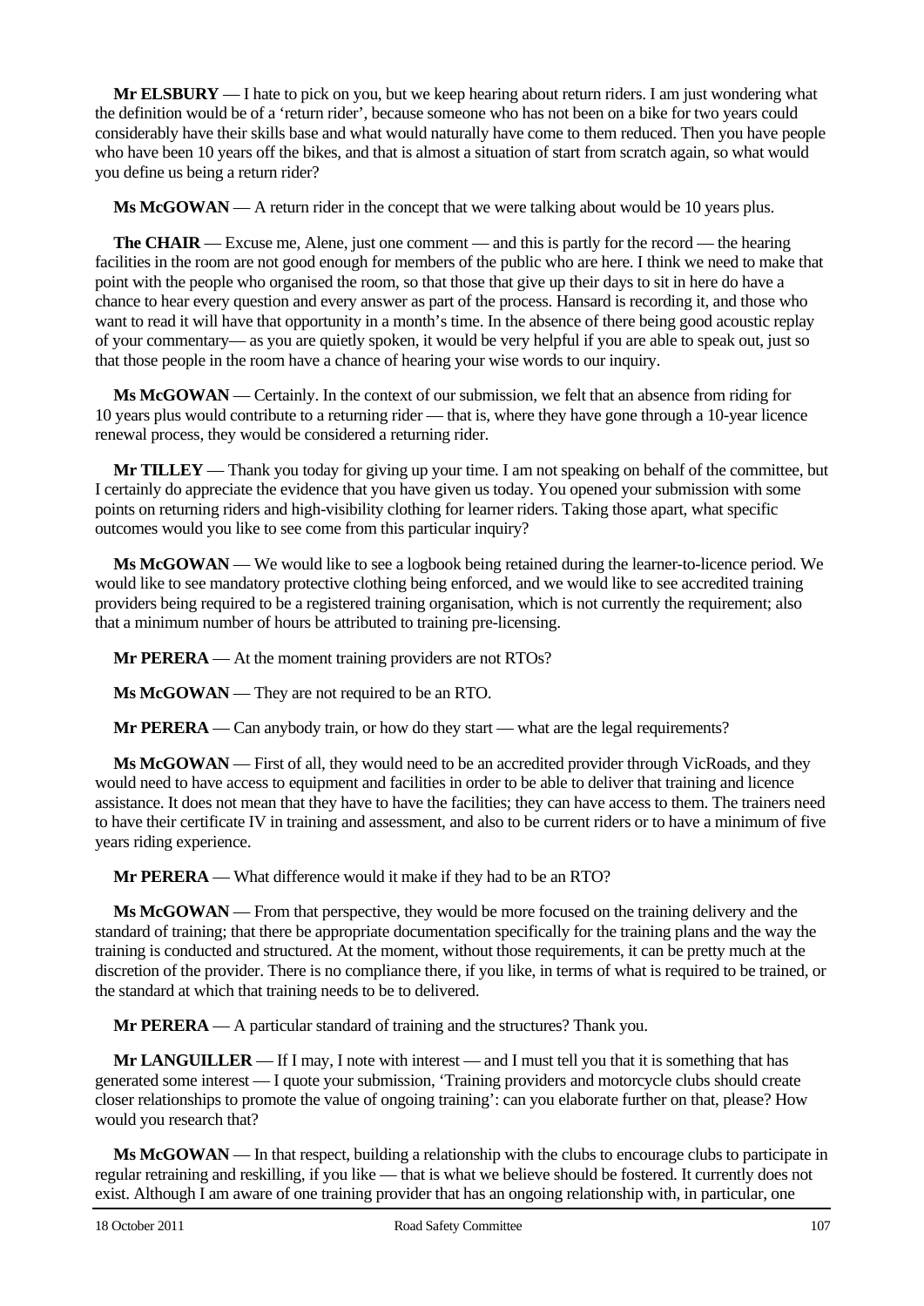**Mr ELSBURY** — I hate to pick on you, but we keep hearing about return riders. I am just wondering what the definition would be of a 'return rider', because someone who has not been on a bike for two years could considerably have their skills base and what would naturally have come to them reduced. Then you have people who have been 10 years off the bikes, and that is almost a situation of start from scratch again, so what would you define us being a return rider?

**Ms McGOWAN** — A return rider in the concept that we were talking about would be 10 years plus.

**The CHAIR** — Excuse me, Alene, just one comment — and this is partly for the record — the hearing facilities in the room are not good enough for members of the public who are here. I think we need to make that point with the people who organised the room, so that those that give up their days to sit in here do have a chance to hear every question and every answer as part of the process. Hansard is recording it, and those who want to read it will have that opportunity in a month's time. In the absence of there being good acoustic replay of your commentary— as you are quietly spoken, it would be very helpful if you are able to speak out, just so that those people in the room have a chance of hearing your wise words to our inquiry.

**Ms McGOWAN** — Certainly. In the context of our submission, we felt that an absence from riding for 10 years plus would contribute to a returning rider — that is, where they have gone through a 10-year licence renewal process, they would be considered a returning rider.

**Mr TILLEY** — Thank you today for giving up your time. I am not speaking on behalf of the committee, but I certainly do appreciate the evidence that you have given us today. You opened your submission with some points on returning riders and high-visibility clothing for learner riders. Taking those apart, what specific outcomes would you like to see come from this particular inquiry?

**Ms McGOWAN** — We would like to see a logbook being retained during the learner-to-licence period. We would like to see mandatory protective clothing being enforced, and we would like to see accredited training providers being required to be a registered training organisation, which is not currently the requirement; also that a minimum number of hours be attributed to training pre-licensing.

**Mr PERERA** — At the moment training providers are not RTOs?

**Ms McGOWAN** — They are not required to be an RTO.

**Mr PERERA** — Can anybody train, or how do they start — what are the legal requirements?

**Ms McGOWAN** — First of all, they would need to be an accredited provider through VicRoads, and they would need to have access to equipment and facilities in order to be able to deliver that training and licence assistance. It does not mean that they have to have the facilities; they can have access to them. The trainers need to have their certificate IV in training and assessment, and also to be current riders or to have a minimum of five years riding experience.

**Mr PERERA** — What difference would it make if they had to be an RTO?

**Ms McGOWAN** — From that perspective, they would be more focused on the training delivery and the standard of training; that there be appropriate documentation specifically for the training plans and the way the training is conducted and structured. At the moment, without those requirements, it can be pretty much at the discretion of the provider. There is no compliance there, if you like, in terms of what is required to be trained, or the standard at which that training needs to be to delivered.

**Mr PERERA** — A particular standard of training and the structures? Thank you.

**Mr LANGUILLER** — If I may, I note with interest — and I must tell you that it is something that has generated some interest — I quote your submission, 'Training providers and motorcycle clubs should create closer relationships to promote the value of ongoing training': can you elaborate further on that, please? How would you research that?

**Ms McGOWAN** — In that respect, building a relationship with the clubs to encourage clubs to participate in regular retraining and reskilling, if you like — that is what we believe should be fostered. It currently does not exist. Although I am aware of one training provider that has an ongoing relationship with, in particular, one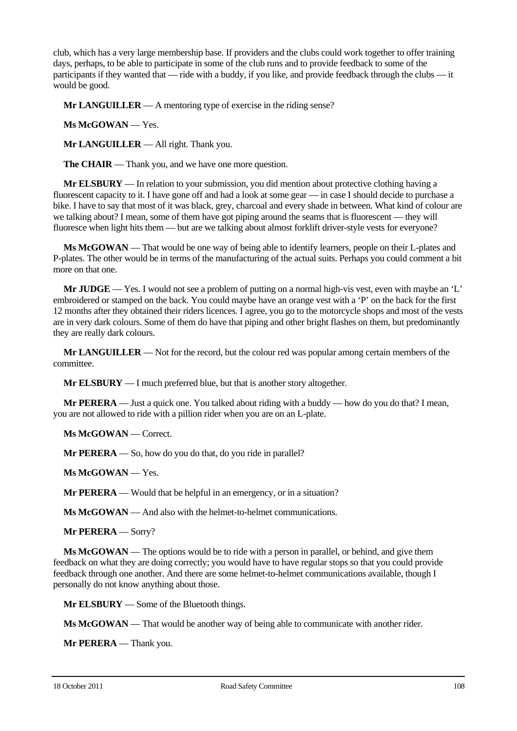club, which has a very large membership base. If providers and the clubs could work together to offer training days, perhaps, to be able to participate in some of the club runs and to provide feedback to some of the participants if they wanted that — ride with a buddy, if you like, and provide feedback through the clubs — it would be good.

**Mr LANGUILLER** — A mentoring type of exercise in the riding sense?

**Ms McGOWAN** — Yes.

**Mr LANGUILLER** — All right. Thank you.

**The CHAIR** — Thank you, and we have one more question.

**Mr ELSBURY** — In relation to your submission, you did mention about protective clothing having a fluorescent capacity to it. I have gone off and had a look at some gear — in case I should decide to purchase a bike. I have to say that most of it was black, grey, charcoal and every shade in between. What kind of colour are we talking about? I mean, some of them have got piping around the seams that is fluorescent — they will fluoresce when light hits them — but are we talking about almost forklift driver-style vests for everyone?

**Ms McGOWAN** — That would be one way of being able to identify learners, people on their L-plates and P-plates. The other would be in terms of the manufacturing of the actual suits. Perhaps you could comment a bit more on that one.

**Mr JUDGE** — Yes. I would not see a problem of putting on a normal high-vis vest, even with maybe an 'L' embroidered or stamped on the back. You could maybe have an orange vest with a 'P' on the back for the first 12 months after they obtained their riders licences. I agree, you go to the motorcycle shops and most of the vests are in very dark colours. Some of them do have that piping and other bright flashes on them, but predominantly they are really dark colours.

**Mr LANGUILLER** — Not for the record, but the colour red was popular among certain members of the committee.

**Mr ELSBURY** — I much preferred blue, but that is another story altogether.

**Mr PERERA** — Just a quick one. You talked about riding with a buddy — how do you do that? I mean, you are not allowed to ride with a pillion rider when you are on an L-plate.

**Ms McGOWAN** — Correct.

**Mr PERERA** — So, how do you do that, do you ride in parallel?

**Ms McGOWAN** — Yes.

**Mr PERERA** — Would that be helpful in an emergency, or in a situation?

**Ms McGOWAN** — And also with the helmet-to-helmet communications.

**Mr PERERA** — Sorry?

**Ms McGOWAN** — The options would be to ride with a person in parallel, or behind, and give them feedback on what they are doing correctly; you would have to have regular stops so that you could provide feedback through one another. And there are some helmet-to-helmet communications available, though I personally do not know anything about those.

**Mr ELSBURY** — Some of the Bluetooth things.

**Ms McGOWAN** — That would be another way of being able to communicate with another rider.

**Mr PERERA** — Thank you.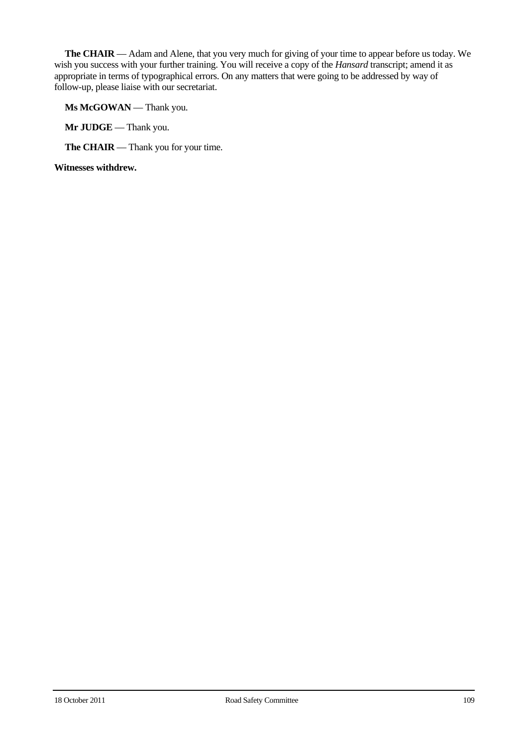**The CHAIR** — Adam and Alene, that you very much for giving of your time to appear before us today. We wish you success with your further training. You will receive a copy of the *Hansard* transcript; amend it as appropriate in terms of typographical errors. On any matters that were going to be addressed by way of follow-up, please liaise with our secretariat.

**Ms McGOWAN** — Thank you.

**Mr JUDGE** — Thank you.

**The CHAIR** — Thank you for your time.

**Witnesses withdrew.**